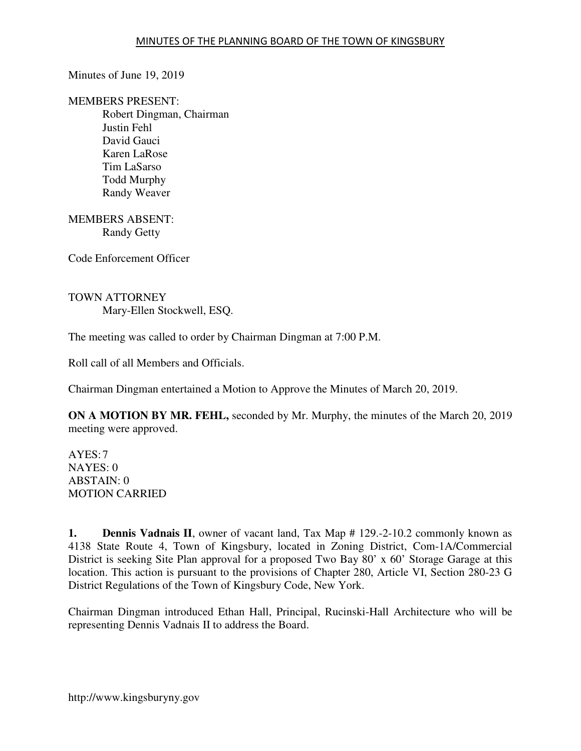# MINUTES OF THE PLANNING BOARD OF THE TOWN OF KINGSBURY

Minutes of June 19, 2019

MEMBERS PRESENT:

Robert Dingman, Chairman
Justin Fehl
David Gauci
Karen LaRose
Tim LaSarso
Todd Murphy
Randy Weaver

MEMBERS ABSENT:

Randy Getty

Code Enforcement Officer

TOWN ATTORNEY

Mary-Ellen Stockwell, ESQ.

The meeting was called to order by Chairman Dingman at 7:00 P.M.

Roll call of all Members and Officials.

Chairman Dingman entertained a Motion to Approve the Minutes of March 20, 2019.

**ON A MOTION BY MR. FEHL,** seconded by Mr. Murphy, the minutes of the March 20, 2019 meeting were approved.

AYES: 7
NAYES: 0
ABSTAIN: 0
MOTION CARRIED

**1. Dennis Vadnais II**, owner of vacant land, Tax Map # 129.-2-10.2 commonly known as 4138 State Route 4, Town of Kingsbury, located in Zoning District, Com-1A/Commercial District is seeking Site Plan approval for a proposed Two Bay 80' x 60' Storage Garage at this location. This action is pursuant to the provisions of Chapter 280, Article VI, Section 280-23 G District Regulations of the Town of Kingsbury Code, New York.

Chairman Dingman introduced Ethan Hall, Principal, Rucinski-Hall Architecture who will be representing Dennis Vadnais II to address the Board.

http://www.kingsburyny.gov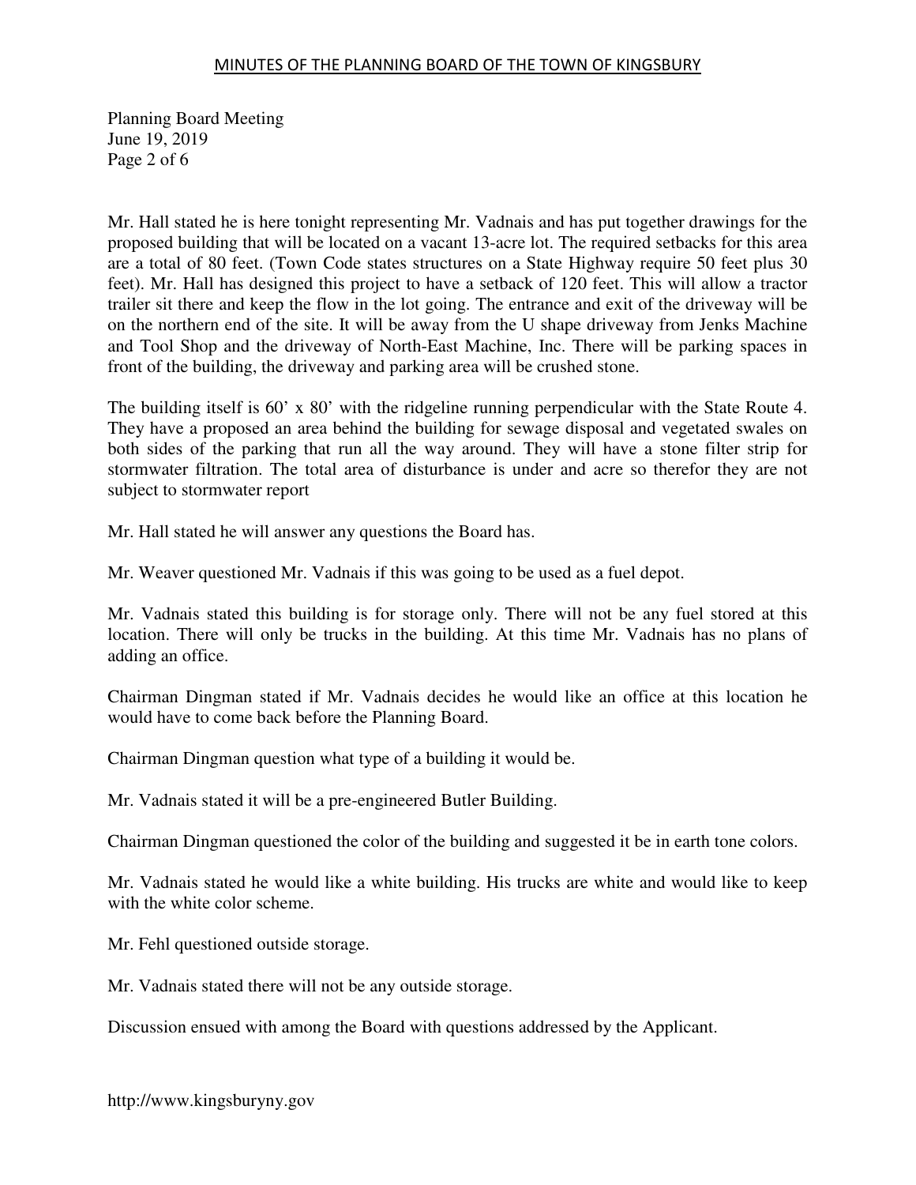Mr. Hall stated he is here tonight representing Mr. Vadnais and has put together drawings for the proposed building that will be located on a vacant 13-acre lot. The required setbacks for this area are a total of 80 feet. (Town Code states structures on a State Highway require 50 feet plus 30 feet). Mr. Hall has designed this project to have a setback of 120 feet. This will allow a tractor trailer sit there and keep the flow in the lot going. The entrance and exit of the driveway will be on the northern end of the site. It will be away from the U shape driveway from Jenks Machine and Tool Shop and the driveway of North-East Machine, Inc. There will be parking spaces in front of the building, the driveway and parking area will be crushed stone.

The building itself is 60' x 80' with the ridgeline running perpendicular with the State Route 4. They have a proposed an area behind the building for sewage disposal and vegetated swales on both sides of the parking that run all the way around. They will have a stone filter strip for stormwater filtration. The total area of disturbance is under and acre so therefor they are not subject to stormwater report

Mr. Hall stated he will answer any questions the Board has.

Mr. Weaver questioned Mr. Vadnais if this was going to be used as a fuel depot.

Mr. Vadnais stated this building is for storage only. There will not be any fuel stored at this location. There will only be trucks in the building. At this time Mr. Vadnais has no plans of adding an office.

Chairman Dingman stated if Mr. Vadnais decides he would like an office at this location he would have to come back before the Planning Board.

Chairman Dingman question what type of a building it would be.

Mr. Vadnais stated it will be a pre-engineered Butler Building.

Chairman Dingman questioned the color of the building and suggested it be in earth tone colors.

Mr. Vadnais stated he would like a white building. His trucks are white and would like to keep with the white color scheme.

Mr. Fehl questioned outside storage.

Mr. Vadnais stated there will not be any outside storage.

Discussion ensued with among the Board with questions addressed by the Applicant.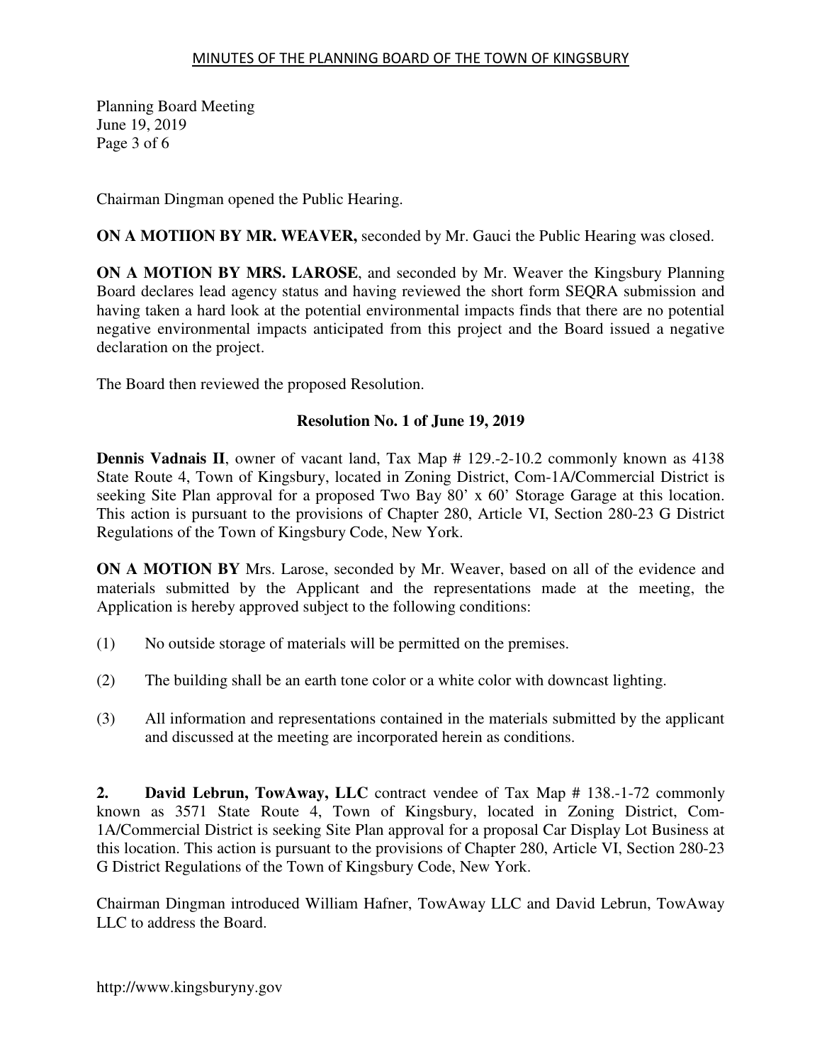Chairman Dingman opened the Public Hearing.

**ON A MOTIION BY MR. WEAVER,** seconded by Mr. Gauci the Public Hearing was closed.

**ON A MOTION BY MRS. LAROSE**, and seconded by Mr. Weaver the Kingsbury Planning Board declares lead agency status and having reviewed the short form SEQRA submission and having taken a hard look at the potential environmental impacts finds that there are no potential negative environmental impacts anticipated from this project and the Board issued a negative declaration on the project.

The Board then reviewed the proposed Resolution.

**Resolution No. 1 of June 19, 2019**

**Dennis Vadnais II**, owner of vacant land, Tax Map # 129.-2-10.2 commonly known as 4138 State Route 4, Town of Kingsbury, located in Zoning District, Com-1A/Commercial District is seeking Site Plan approval for a proposed Two Bay 80' x 60' Storage Garage at this location. This action is pursuant to the provisions of Chapter 280, Article VI, Section 280-23 G District Regulations of the Town of Kingsbury Code, New York.

**ON A MOTION BY** Mrs. Larose, seconded by Mr. Weaver, based on all of the evidence and materials submitted by the Applicant and the representations made at the meeting, the Application is hereby approved subject to the following conditions:

(1) No outside storage of materials will be permitted on the premises.

(2) The building shall be an earth tone color or a white color with downcast lighting.

(3) All information and representations contained in the materials submitted by the applicant and discussed at the meeting are incorporated herein as conditions.

**2. David Lebrun, TowAway, LLC** contract vendee of Tax Map # 138.-1-72 commonly known as 3571 State Route 4, Town of Kingsbury, located in Zoning District, Com-1A/Commercial District is seeking Site Plan approval for a proposal Car Display Lot Business at this location. This action is pursuant to the provisions of Chapter 280, Article VI, Section 280-23 G District Regulations of the Town of Kingsbury Code, New York.

Chairman Dingman introduced William Hafner, TowAway LLC and David Lebrun, TowAway LLC to address the Board.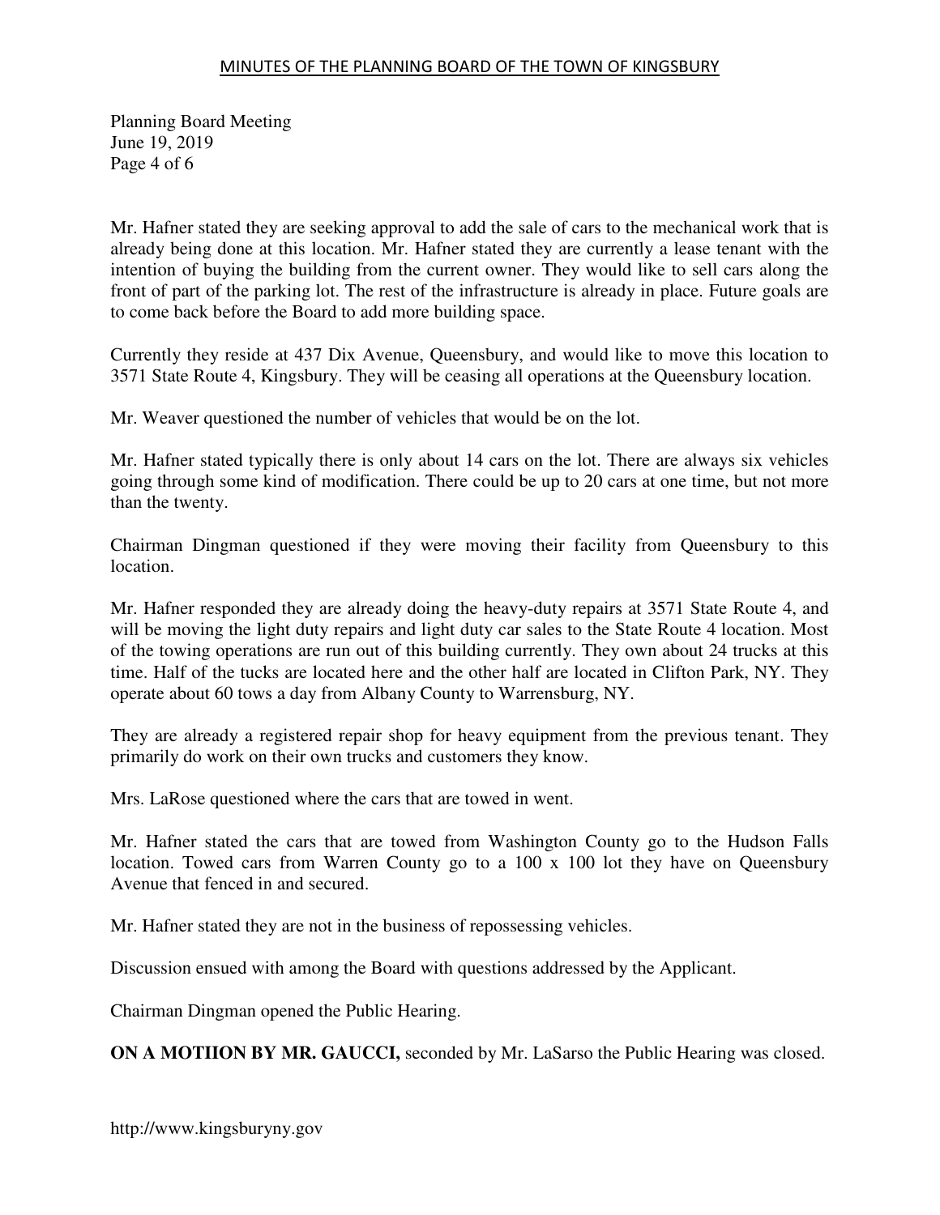Planning Board Meeting
June 19, 2019

Mr. Hafner stated they are seeking approval to add the sale of cars to the mechanical work that is already being done at this location. Mr. Hafner stated they are currently a lease tenant with the intention of buying the building from the current owner. They would like to sell cars along the front of part of the parking lot. The rest of the infrastructure is already in place. Future goals are to come back before the Board to add more building space.

Currently they reside at 437 Dix Avenue, Queensbury, and would like to move this location to 3571 State Route 4, Kingsbury. They will be ceasing all operations at the Queensbury location.

Mr. Weaver questioned the number of vehicles that would be on the lot.

Mr. Hafner stated typically there is only about 14 cars on the lot. There are always six vehicles going through some kind of modification. There could be up to 20 cars at one time, but not more than the twenty.

Chairman Dingman questioned if they were moving their facility from Queensbury to this location.

Mr. Hafner responded they are already doing the heavy-duty repairs at 3571 State Route 4, and will be moving the light duty repairs and light duty car sales to the State Route 4 location. Most of the towing operations are run out of this building currently. They own about 24 trucks at this time. Half of the tucks are located here and the other half are located in Clifton Park, NY. They operate about 60 tows a day from Albany County to Warrensburg, NY.

They are already a registered repair shop for heavy equipment from the previous tenant. They primarily do work on their own trucks and customers they know.

Mrs. LaRose questioned where the cars that are towed in went.

Mr. Hafner stated the cars that are towed from Washington County go to the Hudson Falls location. Towed cars from Warren County go to a 100 x 100 lot they have on Queensbury Avenue that fenced in and secured.

Mr. Hafner stated they are not in the business of repossessing vehicles.

Discussion ensued with among the Board with questions addressed by the Applicant.

Chairman Dingman opened the Public Hearing.

**ON A MOTIION BY MR. GAUCCI,** seconded by Mr. LaSarso the Public Hearing was closed.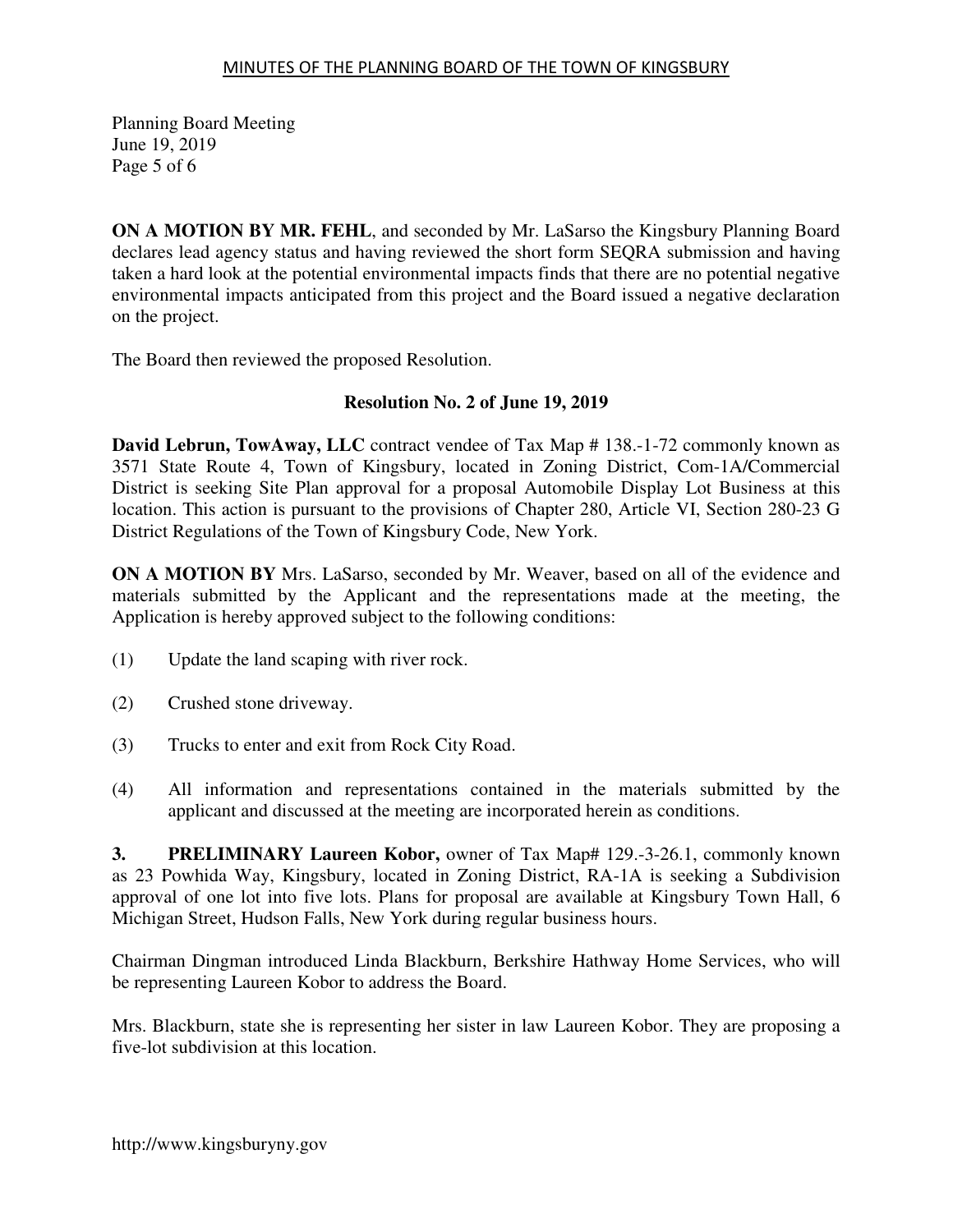Planning Board Meeting
June 19, 2019
Page 5 of 6

**ON A MOTION BY MR. FEHL**, and seconded by Mr. LaSarso the Kingsbury Planning Board declares lead agency status and having reviewed the short form SEQRA submission and having taken a hard look at the potential environmental impacts finds that there are no potential negative environmental impacts anticipated from this project and the Board issued a negative declaration on the project.

The Board then reviewed the proposed Resolution.

**Resolution No. 2 of June 19, 2019**

**David Lebrun, TowAway, LLC** contract vendee of Tax Map # 138.-1-72 commonly known as 3571 State Route 4, Town of Kingsbury, located in Zoning District, Com-1A/Commercial District is seeking Site Plan approval for a proposal Automobile Display Lot Business at this location. This action is pursuant to the provisions of Chapter 280, Article VI, Section 280-23 G District Regulations of the Town of Kingsbury Code, New York.

**ON A MOTION BY** Mrs. LaSarso, seconded by Mr. Weaver, based on all of the evidence and materials submitted by the Applicant and the representations made at the meeting, the Application is hereby approved subject to the following conditions:

(1) Update the land scaping with river rock.

(2) Crushed stone driveway.

(3) Trucks to enter and exit from Rock City Road.

(4) All information and representations contained in the materials submitted by the applicant and discussed at the meeting are incorporated herein as conditions.

**3. PRELIMINARY Laureen Kobor,** owner of Tax Map# 129.-3-26.1, commonly known as 23 Powhida Way, Kingsbury, located in Zoning District, RA-1A is seeking a Subdivision approval of one lot into five lots. Plans for proposal are available at Kingsbury Town Hall, 6 Michigan Street, Hudson Falls, New York during regular business hours.

Chairman Dingman introduced Linda Blackburn, Berkshire Hathway Home Services, who will be representing Laureen Kobor to address the Board.

Mrs. Blackburn, state she is representing her sister in law Laureen Kobor. They are proposing a five-lot subdivision at this location.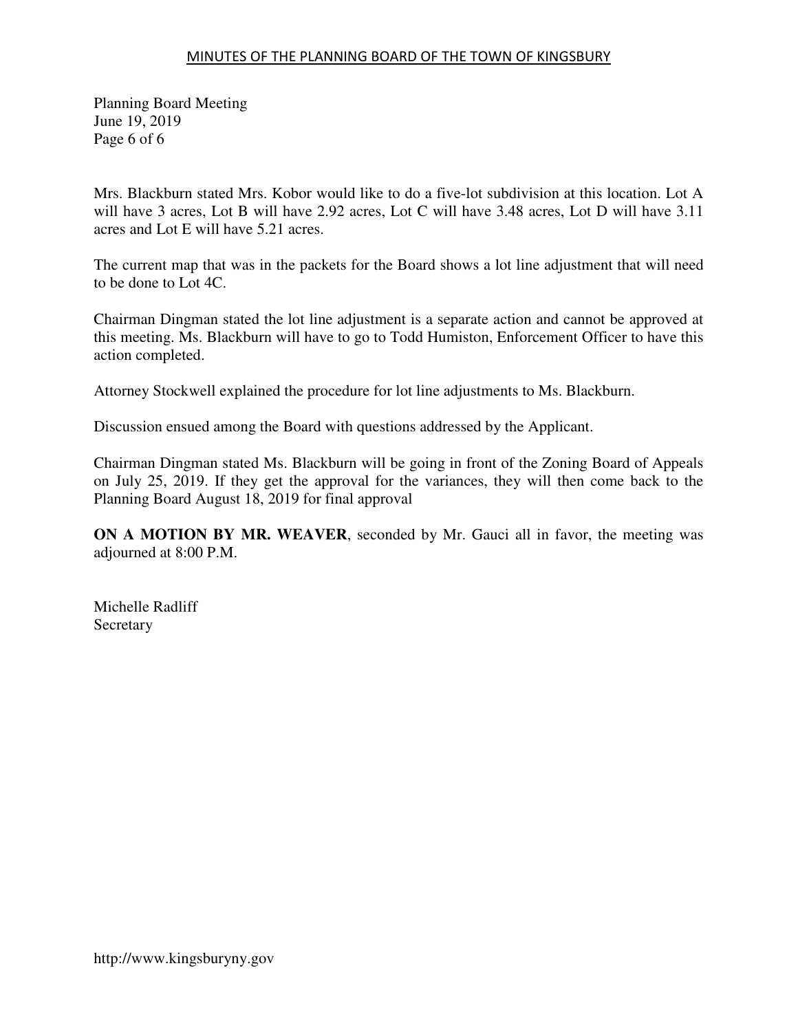Mrs. Blackburn stated Mrs. Kobor would like to do a five-lot subdivision at this location. Lot A will have 3 acres, Lot B will have 2.92 acres, Lot C will have 3.48 acres, Lot D will have 3.11 acres and Lot E will have 5.21 acres.

The current map that was in the packets for the Board shows a lot line adjustment that will need to be done to Lot 4C.

Chairman Dingman stated the lot line adjustment is a separate action and cannot be approved at this meeting. Ms. Blackburn will have to go to Todd Humiston, Enforcement Officer to have this action completed.

Attorney Stockwell explained the procedure for lot line adjustments to Ms. Blackburn.

Discussion ensued among the Board with questions addressed by the Applicant.

Chairman Dingman stated Ms. Blackburn will be going in front of the Zoning Board of Appeals on July 25, 2019. If they get the approval for the variances, they will then come back to the Planning Board August 18, 2019 for final approval

**ON A MOTION BY MR. WEAVER**, seconded by Mr. Gauci all in favor, the meeting was adjourned at 8:00 P.M.

Michelle Radliff
Secretary

http://www.kingsburyny.gov